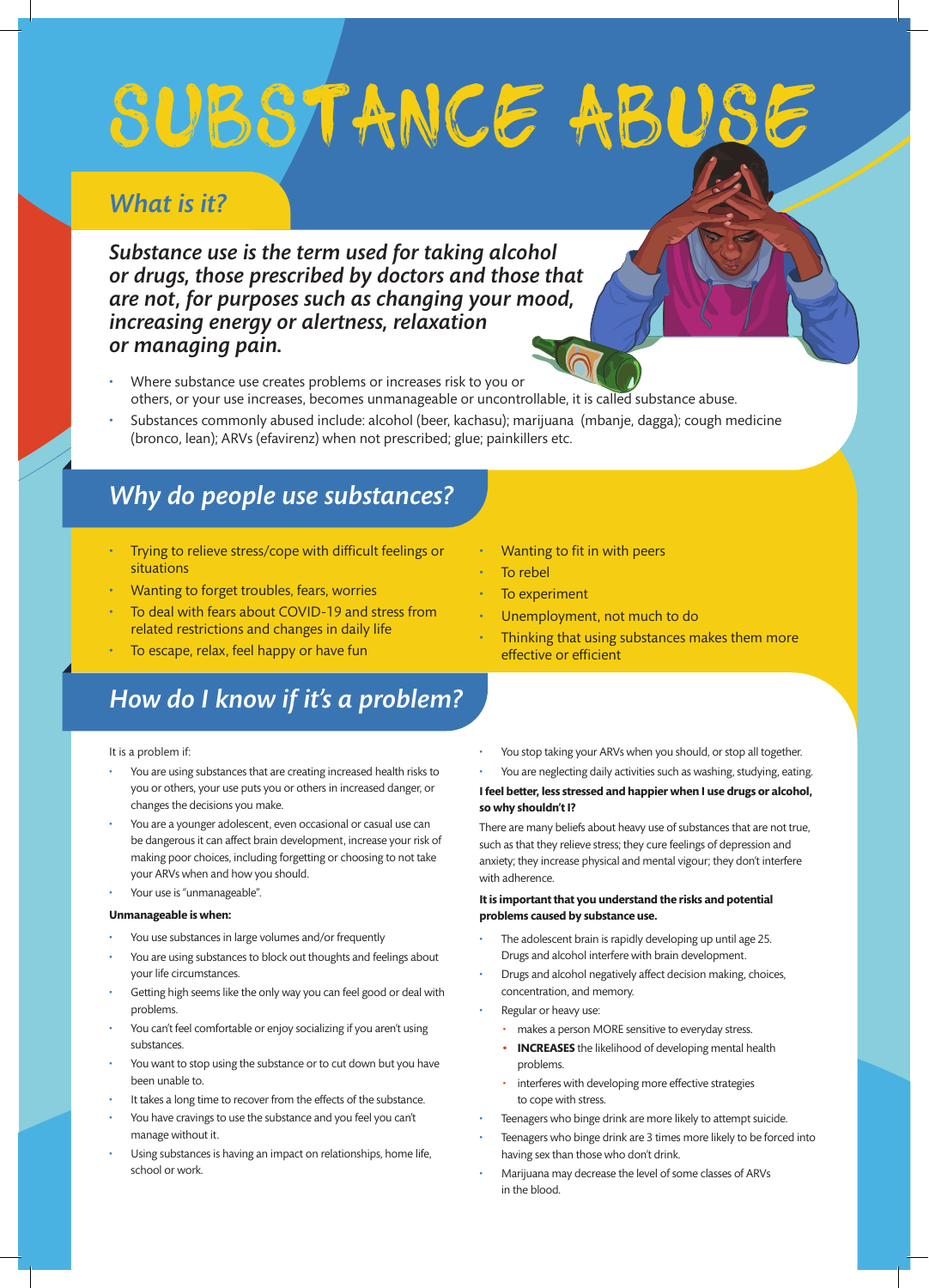# SUBSTANCE ABUSE

## What is it?

***Substance use is the term used for taking alcohol or drugs, those prescribed by doctors and those that are not, for purposes such as changing your mood, increasing energy or alertness, relaxation or managing pain.***

- Where substance use creates problems or increases risk to you or others, or your use increases, becomes unmanageable or uncontrollable, it is called substance abuse.
- Substances commonly abused include: alcohol (beer, kachasu); marijuana (mbanje, dagga); cough medicine (bronco, lean); ARVs (efavirenz) when not prescribed; glue; painkillers etc.

## Why do people use substances?

- Trying to relieve stress/cope with difficult feelings or situations
- Wanting to forget troubles, fears, worries
- To deal with fears about COVID-19 and stress from related restrictions and changes in daily life
- To escape, relax, feel happy or have fun
- Wanting to fit in with peers
- To rebel
- To experiment
- Unemployment, not much to do
- Thinking that using substances makes them more effective or efficient

## How do I know if it's a problem?

It is a problem if:

- You are using substances that are creating increased health risks to you or others, your use puts you or others in increased danger, or changes the decisions you make.
- You are a younger adolescent, even occasional or casual use can be dangerous it can affect brain development, increase your risk of making poor choices, including forgetting or choosing to not take your ARVs when and how you should.
- Your use is "unmanageable".

**Unmanageable is when:**

- You use substances in large volumes and/or frequently
- You are using substances to block out thoughts and feelings about your life circumstances.
- Getting high seems like the only way you can feel good or deal with problems.
- You can't feel comfortable or enjoy socializing if you aren't using substances.
- You want to stop using the substance or to cut down but you have been unable to.
- It takes a long time to recover from the effects of the substance.
- You have cravings to use the substance and you feel you can't manage without it.
- Using substances is having an impact on relationships, home life, school or work.
- You stop taking your ARVs when you should, or stop all together.
- You are neglecting daily activities such as washing, studying, eating.

**I feel better, less stressed and happier when I use drugs or alcohol, so why shouldn't I?**

There are many beliefs about heavy use of substances that are not true, such as that they relieve stress; they cure feelings of depression and anxiety; they increase physical and mental vigour; they don't interfere with adherence.

**It is important that you understand the risks and potential problems caused by substance use.**

- The adolescent brain is rapidly developing up until age 25. Drugs and alcohol interfere with brain development.
- Drugs and alcohol negatively affect decision making, choices, concentration, and memory.
- Regular or heavy use:
  - makes a person MORE sensitive to everyday stress.
  - **INCREASES** the likelihood of developing mental health problems.
  - interferes with developing more effective strategies to cope with stress.
- Teenagers who binge drink are more likely to attempt suicide.
- Teenagers who binge drink are 3 times more likely to be forced into having sex than those who don't drink.
- Marijuana may decrease the level of some classes of ARVs in the blood.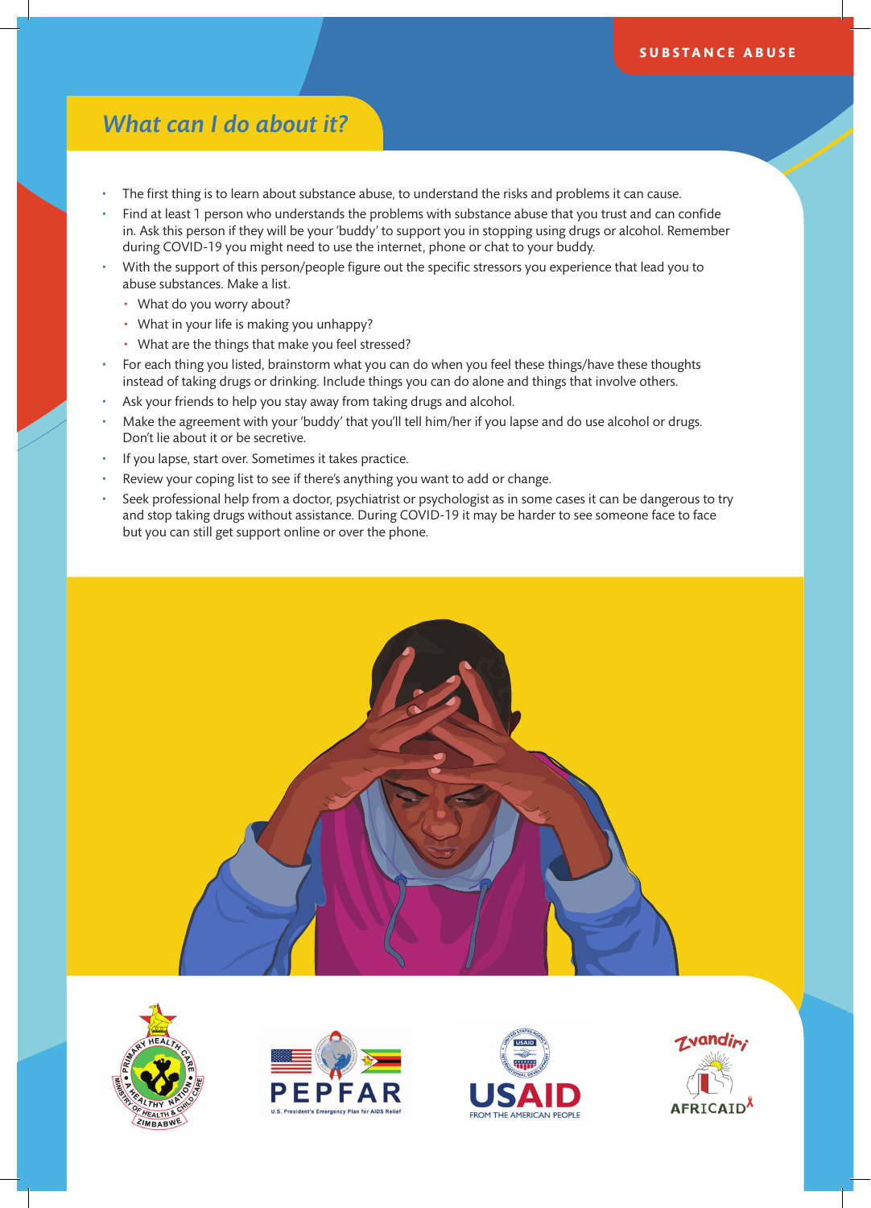SUBSTANCE ABUSE

## *What can I do about it?*

- The first thing is to learn about substance abuse, to understand the risks and problems it can cause.
- Find at least 1 person who understands the problems with substance abuse that you trust and can confide in. Ask this person if they will be your 'buddy' to support you in stopping using drugs or alcohol. Remember during COVID-19 you might need to use the internet, phone or chat to your buddy.
- With the support of this person/people figure out the specific stressors you experience that lead you to abuse substances. Make a list.
  - What do you worry about?
  - What in your life is making you unhappy?
  - What are the things that make you feel stressed?
- For each thing you listed, brainstorm what you can do when you feel these things/have these thoughts instead of taking drugs or drinking. Include things you can do alone and things that involve others.
- Ask your friends to help you stay away from taking drugs and alcohol.
- Make the agreement with your 'buddy' that you'll tell him/her if you lapse and do use alcohol or drugs. Don't lie about it or be secretive.
- If you lapse, start over. Sometimes it takes practice.
- Review your coping list to see if there's anything you want to add or change.
- Seek professional help from a doctor, psychiatrist or psychologist as in some cases it can be dangerous to try and stop taking drugs without assistance. During COVID-19 it may be harder to see someone face to face but you can still get support online or over the phone.

PRIMARY HEALTH CARE • A HEALTHY NATION • MINISTRY OF HEALTH & CHILD CARE • ZIMBABWE

PEPFAR
U.S. President's Emergency Plan for AIDS Relief

USAID
FROM THE AMERICAN PEOPLE

Zvandiri
AFRICAID